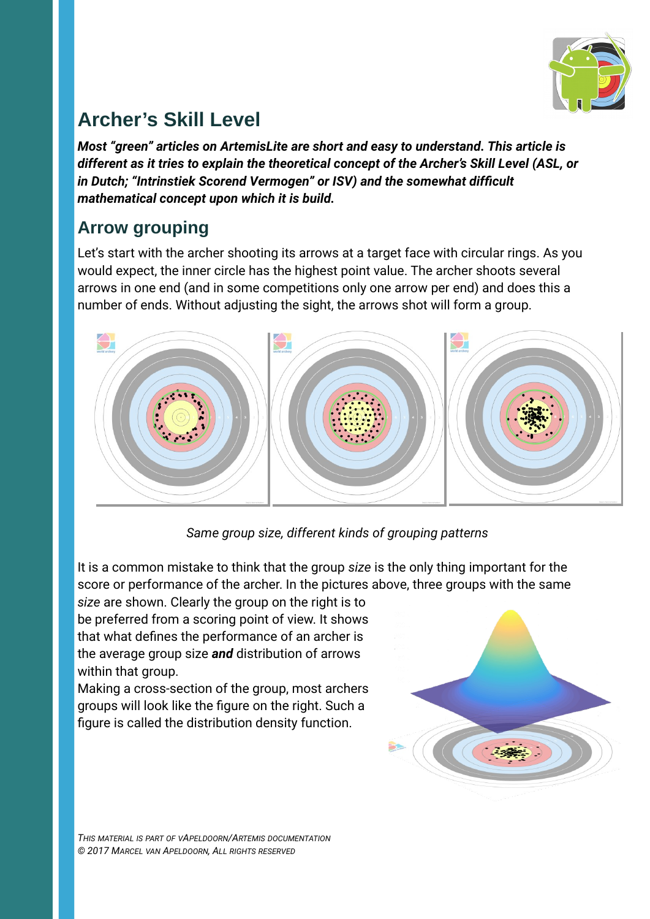# Archer's Skill Level

***Most "green" articles on ArtemisLite are short and easy to understand. This article is different as it tries to explain the theoretical concept of the Archer's Skill Level (ASL, or in Dutch; "Intrinstiek Scorend Vermogen" or ISV) and the somewhat difficult mathematical concept upon which it is build.***

## Arrow grouping

Let's start with the archer shooting its arrows at a target face with circular rings. As you would expect, the inner circle has the highest point value. The archer shoots several arrows in one end (and in some competitions only one arrow per end) and does this a number of ends. Without adjusting the sight, the arrows shot will form a group.

*Same group size, different kinds of grouping patterns*

It is a common mistake to think that the group *size* is the only thing important for the score or performance of the archer. In the pictures above, three groups with the same *size* are shown. Clearly the group on the right is to be preferred from a scoring point of view. It shows that what defines the performance of an archer is the average group size ***and*** distribution of arrows within that group.

Making a cross-section of the group, most archers groups will look like the figure on the right. Such a figure is called the distribution density function.

*This material is part of vApeldoorn/Artemis documentation*
*© 2017 Marcel van Apeldoorn, All rights reserved*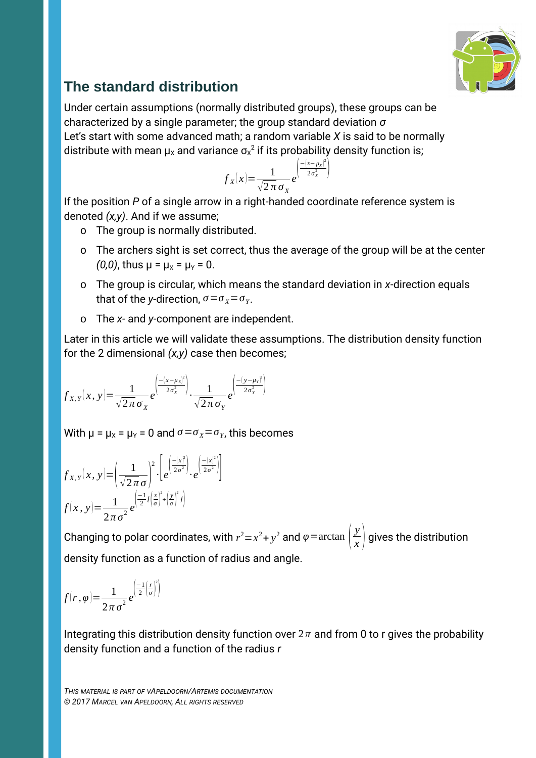## The standard distribution

Under certain assumptions (normally distributed groups), these groups can be characterized by a single parameter; the group standard deviation $\sigma$

Let's start with some advanced math; a random variable *X* is said to be normally distribute with mean $\mu_X$ and variance $\sigma_X^2$ if its probability density function is;

$$f_X(x) = \frac{1}{\sqrt{2\pi}\sigma_X} e^{\left(\frac{-|x-\mu_X|^2}{2\sigma_X^2}\right)}$$

If the position *P* of a single arrow in a right-handed coordinate reference system is denoted *(x,y)*. And if we assume;

- The group is normally distributed.
- The archers sight is set correct, thus the average of the group will be at the center *(0,0)*, thus $\mu = \mu_X = \mu_Y = 0$.
- The group is circular, which means the standard deviation in *x*-direction equals that of the *y*-direction, $\sigma = \sigma_X = \sigma_Y$.
- The *x*- and *y*-component are independent.

Later in this article we will validate these assumptions. The distribution density function for the 2 dimensional *(x,y)* case then becomes;

$$f_{X,Y}(x,y) = \frac{1}{\sqrt{2\pi}\sigma_X} e^{\left(\frac{-|x-\mu_X|^2}{2\sigma_X^2}\right)} \cdot \frac{1}{\sqrt{2\pi}\sigma_Y} e^{\left(\frac{-|y-\mu_Y|^2}{2\sigma_Y^2}\right)}$$

With $\mu = \mu_X = \mu_Y = 0$ and $\sigma = \sigma_X = \sigma_Y$, this becomes

$$f_{X,Y}(x,y) = \left(\frac{1}{\sqrt{2\pi}\sigma}\right)^2 \cdot \left[e^{\left(\frac{-|x|^2}{2\sigma^2}\right)} \cdot e^{\left(\frac{-|x|^2}{2\sigma^2}\right)}\right]$$

$$f(x,y) = \frac{1}{2\pi\sigma^2} e^{\left(\frac{-1}{2}\left(\left(\frac{x}{\sigma}\right)^2 + \left(\frac{y}{\sigma}\right)^2\right)\right)}$$

Changing to polar coordinates, with $r^2 = x^2 + y^2$ and $\varphi = \arctan\left(\frac{y}{x}\right)$ gives the distribution density function as a function of radius and angle.

$$f(r,\varphi) = \frac{1}{2\pi\sigma^2} e^{\left(\frac{-1}{2}\left(\frac{r}{\sigma}\right)^2\right)}$$

Integrating this distribution density function over $2\pi$ and from 0 to r gives the probability density function and a function of the radius *r*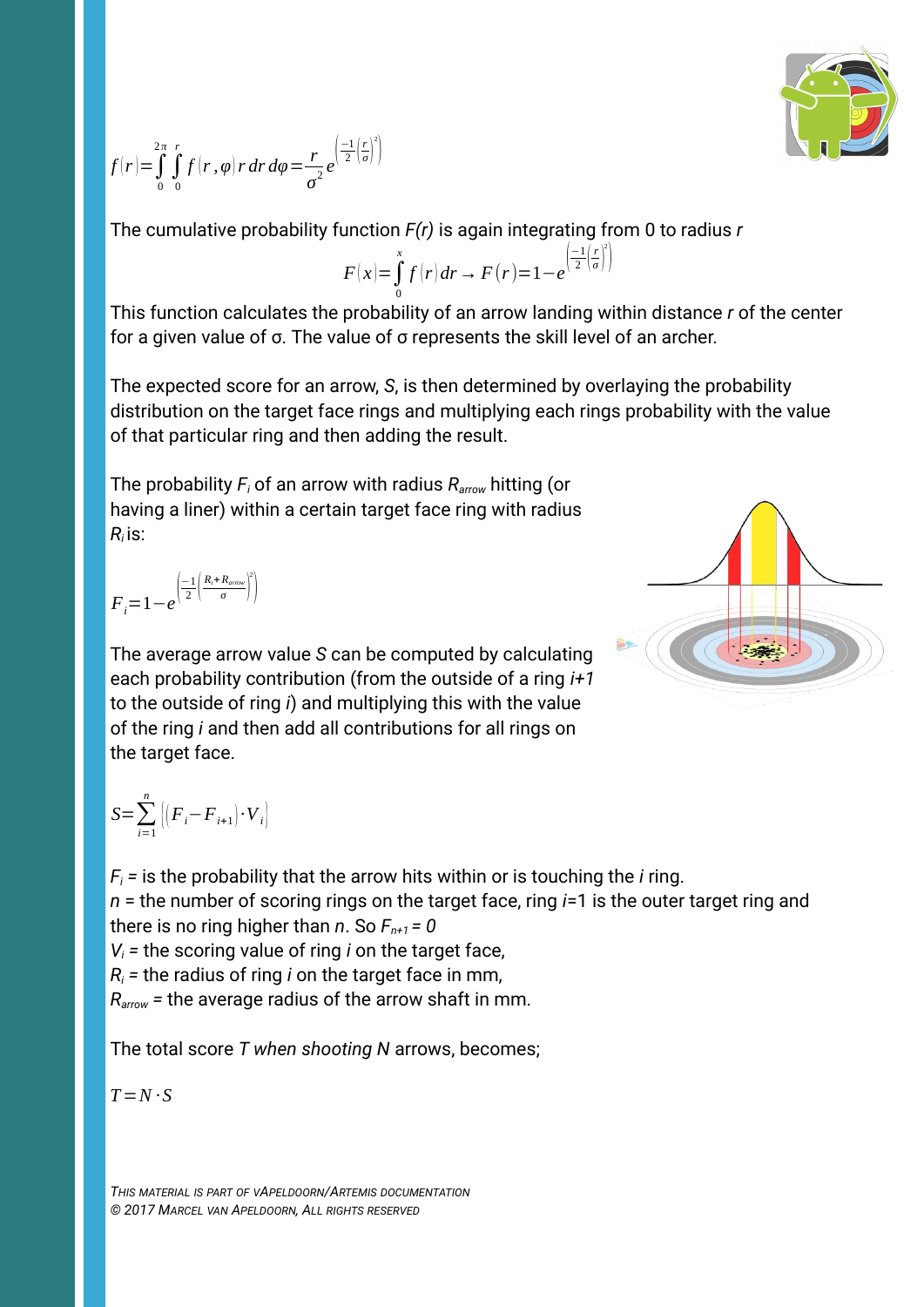$$f(r)=\int_0^{2\pi}\int_0^{r} f(r,\varphi)\, r\, dr\, d\varphi=\frac{r}{\sigma^2}e^{\left(\frac{-1}{2}\left(\frac{r}{\sigma}\right)^2\right)}$$

The cumulative probability function $F(r)$ is again integrating from 0 to radius $r$

$$F(x)=\int_0^{x} f(r)\, dr \rightarrow F(r)=1-e^{\left(\frac{-1}{2}\left(\frac{r}{\sigma}\right)^2\right)}$$

This function calculates the probability of an arrow landing within distance $r$ of the center for a given value of σ. The value of σ represents the skill level of an archer.

The expected score for an arrow, $S$, is then determined by overlaying the probability distribution on the target face rings and multiplying each rings probability with the value of that particular ring and then adding the result.

The probability $F_i$ of an arrow with radius $R_{arrow}$ hitting (or having a liner) within a certain target face ring with radius $R_i$ is:

$$F_i=1-e^{\left(\frac{-1}{2}\left(\frac{R_i+R_{arrow}}{\sigma}\right)^2\right)}$$

The average arrow value $S$ can be computed by calculating each probability contribution (from the outside of a ring $i+1$ to the outside of ring $i$) and multiplying this with the value of the ring $i$ and then add all contributions for all rings on the target face.

$$S=\sum_{i=1}^{n}\left[\left(F_i-F_{i+1}\right)\cdot V_i\right]$$

$F_i$ = is the probability that the arrow hits within or is touching the $i$ ring.
$n$ = the number of scoring rings on the target face, ring $i$=1 is the outer target ring and there is no ring higher than $n$. So $F_{n+1} = 0$
$V_i$ = the scoring value of ring $i$ on the target face,
$R_i$ = the radius of ring $i$ on the target face in mm,
$R_{arrow}$ = the average radius of the arrow shaft in mm.

The total score $T$ *when shooting* $N$ arrows, becomes;

$$T=N\cdot S$$

*This material is part of vApeldoorn/Artemis documentation*
*© 2017 Marcel van Apeldoorn, All rights reserved*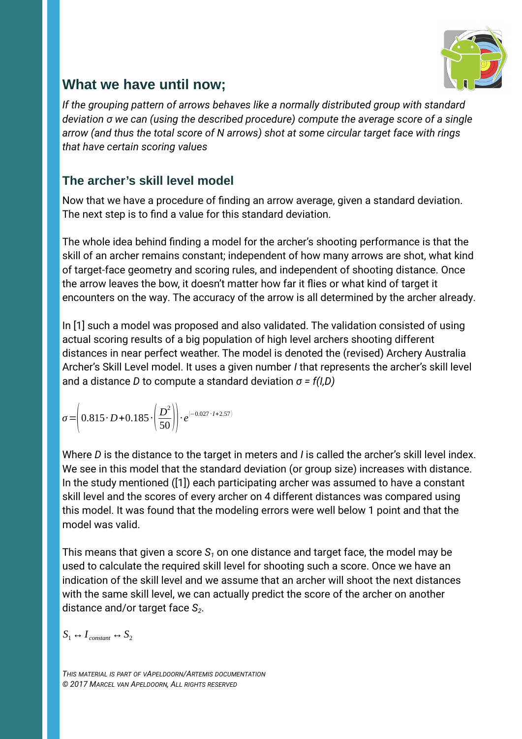## What we have until now;

*If the grouping pattern of arrows behaves like a normally distributed group with standard deviation σ we can (using the described procedure) compute the average score of a single arrow (and thus the total score of N arrows) shot at some circular target face with rings that have certain scoring values*

### The archer's skill level model

Now that we have a procedure of finding an arrow average, given a standard deviation. The next step is to find a value for this standard deviation.

The whole idea behind finding a model for the archer's shooting performance is that the skill of an archer remains constant; independent of how many arrows are shot, what kind of target-face geometry and scoring rules, and independent of shooting distance. Once the arrow leaves the bow, it doesn't matter how far it flies or what kind of target it encounters on the way. The accuracy of the arrow is all determined by the archer already.

In [1] such a model was proposed and also validated. The validation consisted of using actual scoring results of a big population of high level archers shooting different distances in near perfect weather. The model is denoted the (revised) Archery Australia Archer's Skill Level model. It uses a given number $I$ that represents the archer's skill level and a distance $D$ to compute a standard deviation $\sigma = f(I,D)$

$$\sigma = \left(0.815 \cdot D + 0.185 \cdot \left(\frac{D^2}{50}\right)\right) \cdot e^{(-0.027 \cdot I + 2.57)}$$

Where $D$ is the distance to the target in meters and $I$ is called the archer's skill level index. We see in this model that the standard deviation (or group size) increases with distance. In the study mentioned ([1]) each participating archer was assumed to have a constant skill level and the scores of every archer on 4 different distances was compared using this model. It was found that the modeling errors were well below 1 point and that the model was valid.

This means that given a score $S_1$ on one distance and target face, the model may be used to calculate the required skill level for shooting such a score. Once we have an indication of the skill level and we assume that an archer will shoot the next distances with the same skill level, we can actually predict the score of the archer on another distance and/or target face $S_2$.

$$S_1 \leftrightarrow I_{constant} \leftrightarrow S_2$$

*This material is part of vApeldoorn/Artemis documentation*
*© 2017 Marcel van Apeldoorn, All rights reserved*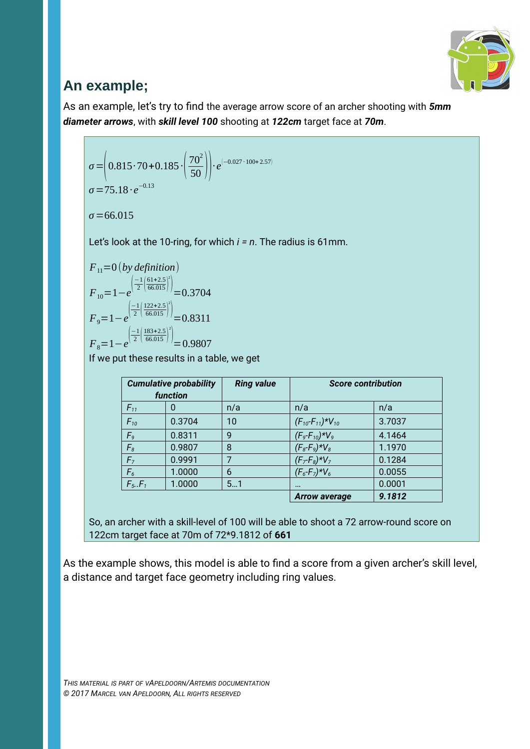## An example;

As an example, let's try to find the average arrow score of an archer shooting with ***5mm diameter arrows***, with ***skill level 100*** shooting at ***122cm*** target face at ***70m***.

$$\sigma = \left(0.815 \cdot 70 + 0.185 \cdot \left(\frac{70^2}{50}\right)\right) \cdot e^{(-0.027 \cdot 100 + 2.57)}$$

$$\sigma = 75.18 \cdot e^{-0.13}$$

$$\sigma = 66.015$$

Let's look at the 10-ring, for which $i = n$. The radius is 61mm.

$$F_{11} = 0 \, (by \, definition)$$

$$F_{10} = 1 - e^{\left(\frac{-1}{2}\left(\frac{61+2.5}{66.015}\right)^2\right)} = 0.3704$$

$$F_9 = 1 - e^{\left(\frac{-1}{2}\left(\frac{122+2.5}{66.015}\right)^2\right)} = 0.8311$$

$$F_8 = 1 - e^{\left(\frac{-1}{2}\left(\frac{183+2.5}{66.015}\right)^2\right)} = 0.9807$$

If we put these results in a table, we get

| ***Cumulative probability function*** | | ***Ring value*** | ***Score contribution*** | |
|---|---|---|---|---|
| $F_{11}$ | 0 | n/a | n/a | n/a |
| $F_{10}$ | 0.3704 | 10 | $(F_{10}-F_{11})*V_{10}$ | 3.7037 |
| $F_9$ | 0.8311 | 9 | $(F_9-F_{10})*V_9$ | 4.1464 |
| $F_8$ | 0.9807 | 8 | $(F_8-F_9)*V_8$ | 1.1970 |
| $F_7$ | 0.9991 | 7 | $(F_7-F_8)*V_7$ | 0.1284 |
| $F_6$ | 1.0000 | 6 | $(F_6-F_7)*V_6$ | 0.0055 |
| $F_5..F_1$ | 1.0000 | 5…1 | … | 0.0001 |
| | | | ***Arrow average*** | ***9.1812*** |

So, an archer with a skill-level of 100 will be able to shoot a 72 arrow-round score on 122cm target face at 70m of 72*9.1812 of **661**

As the example shows, this model is able to find a score from a given archer's skill level, a distance and target face geometry including ring values.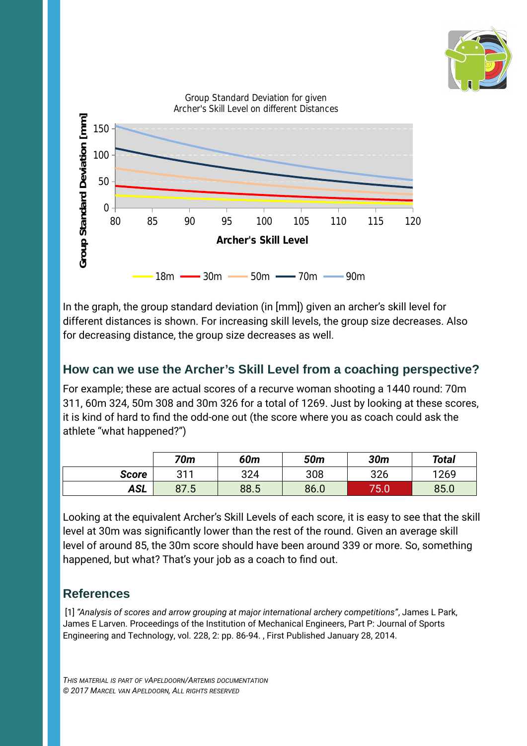Group Standard Deviation for given
Archer's Skill Level on different Distances

Group Standard Deviation [mm]

150
100
50
0

80 85 90 95 100 105 110 115 120

Archer's Skill Level

18m 30m 50m 70m 90m

In the graph, the group standard deviation (in [mm]) given an archer's skill level for different distances is shown. For increasing skill levels, the group size decreases. Also for decreasing distance, the group size decreases as well.

## How can we use the Archer's Skill Level from a coaching perspective?

For example; these are actual scores of a recurve woman shooting a 1440 round: 70m 311, 60m 324, 50m 308 and 30m 326 for a total of 1269. Just by looking at these scores, it is kind of hard to find the odd-one out (the score where you as coach could ask the athlete "what happened?")

| | ***70m*** | ***60m*** | ***50m*** | ***30m*** | ***Total*** |
|---|---|---|---|---|---|
| ***Score*** | 311 | 324 | 308 | 326 | 1269 |
| ***ASL*** | 87.5 | 88.5 | 86.0 | 75.0 | 85.0 |

Looking at the equivalent Archer's Skill Levels of each score, it is easy to see that the skill level at 30m was significantly lower than the rest of the round. Given an average skill level of around 85, the 30m score should have been around 339 or more. So, something happened, but what? That's your job as a coach to find out.

## References

[1] *"Analysis of scores and arrow grouping at major international archery competitions"*, James L Park, James E Larven. Proceedings of the Institution of Mechanical Engineers, Part P: Journal of Sports Engineering and Technology, vol. 228, 2: pp. 86-94. , First Published January 28, 2014.

*This material is part of vApeldoorn/Artemis documentation*
*© 2017 Marcel van Apeldoorn, All rights reserved*